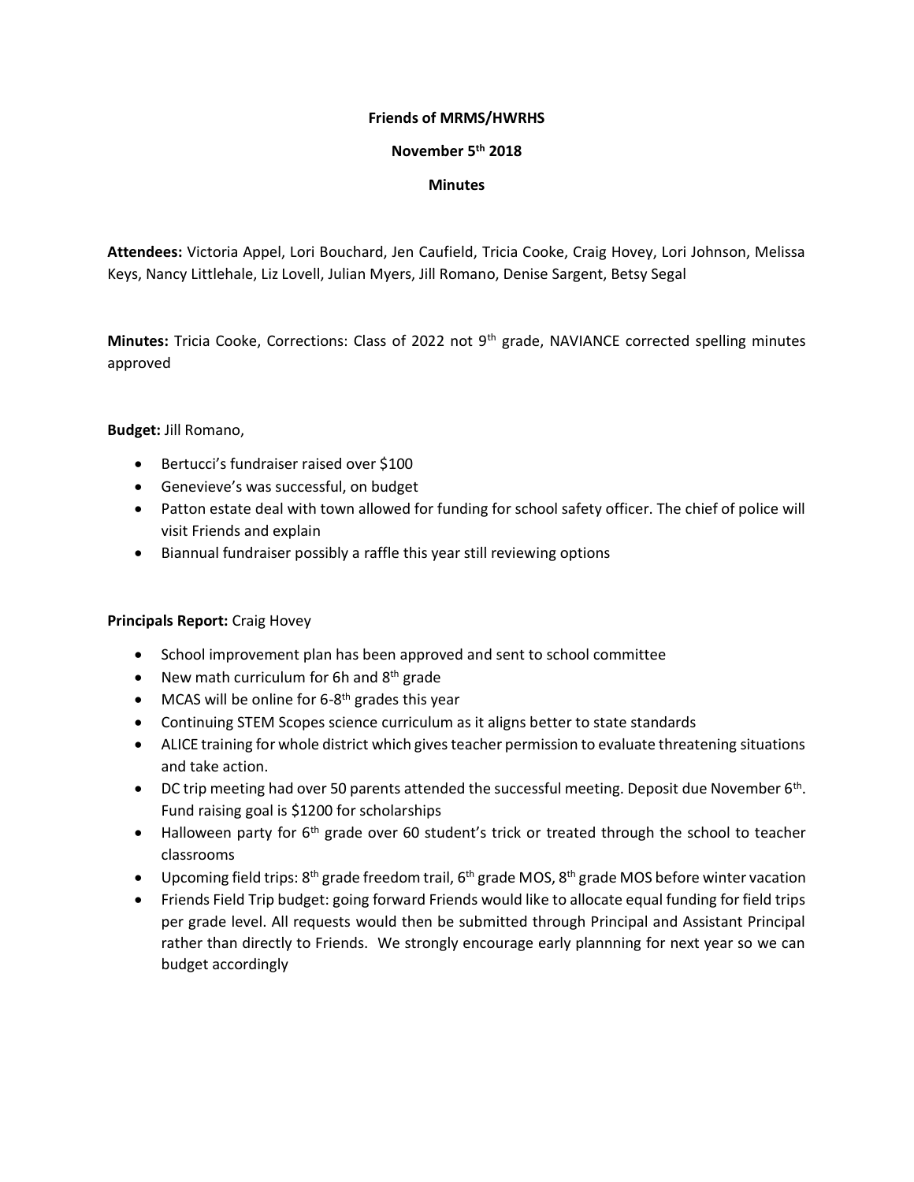**Friends of MRMS/HWRHS**

**November 5th 2018**

**Minutes**

**Attendees:** Victoria Appel, Lori Bouchard, Jen Caufield, Tricia Cooke, Craig Hovey, Lori Johnson, Melissa Keys, Nancy Littlehale, Liz Lovell, Julian Myers, Jill Romano, Denise Sargent, Betsy Segal

**Minutes:** Tricia Cooke, Corrections: Class of 2022 not 9th grade, NAVIANCE corrected spelling minutes approved

**Budget:** Jill Romano,

- Bertucci's fundraiser raised over $100
- Genevieve's was successful, on budget
- Patton estate deal with town allowed for funding for school safety officer. The chief of police will visit Friends and explain
- Biannual fundraiser possibly a raffle this year still reviewing options

**Principals Report:** Craig Hovey

- School improvement plan has been approved and sent to school committee
- New math curriculum for 6h and 8th grade
- MCAS will be online for 6-8th grades this year
- Continuing STEM Scopes science curriculum as it aligns better to state standards
- ALICE training for whole district which gives teacher permission to evaluate threatening situations and take action.
- DC trip meeting had over 50 parents attended the successful meeting. Deposit due November 6th. Fund raising goal is $1200 for scholarships
- Halloween party for 6th grade over 60 student's trick or treated through the school to teacher classrooms
- Upcoming field trips: 8th grade freedom trail, 6th grade MOS, 8th grade MOS before winter vacation
- Friends Field Trip budget: going forward Friends would like to allocate equal funding for field trips per grade level. All requests would then be submitted through Principal and Assistant Principal rather than directly to Friends. We strongly encourage early plannning for next year so we can budget accordingly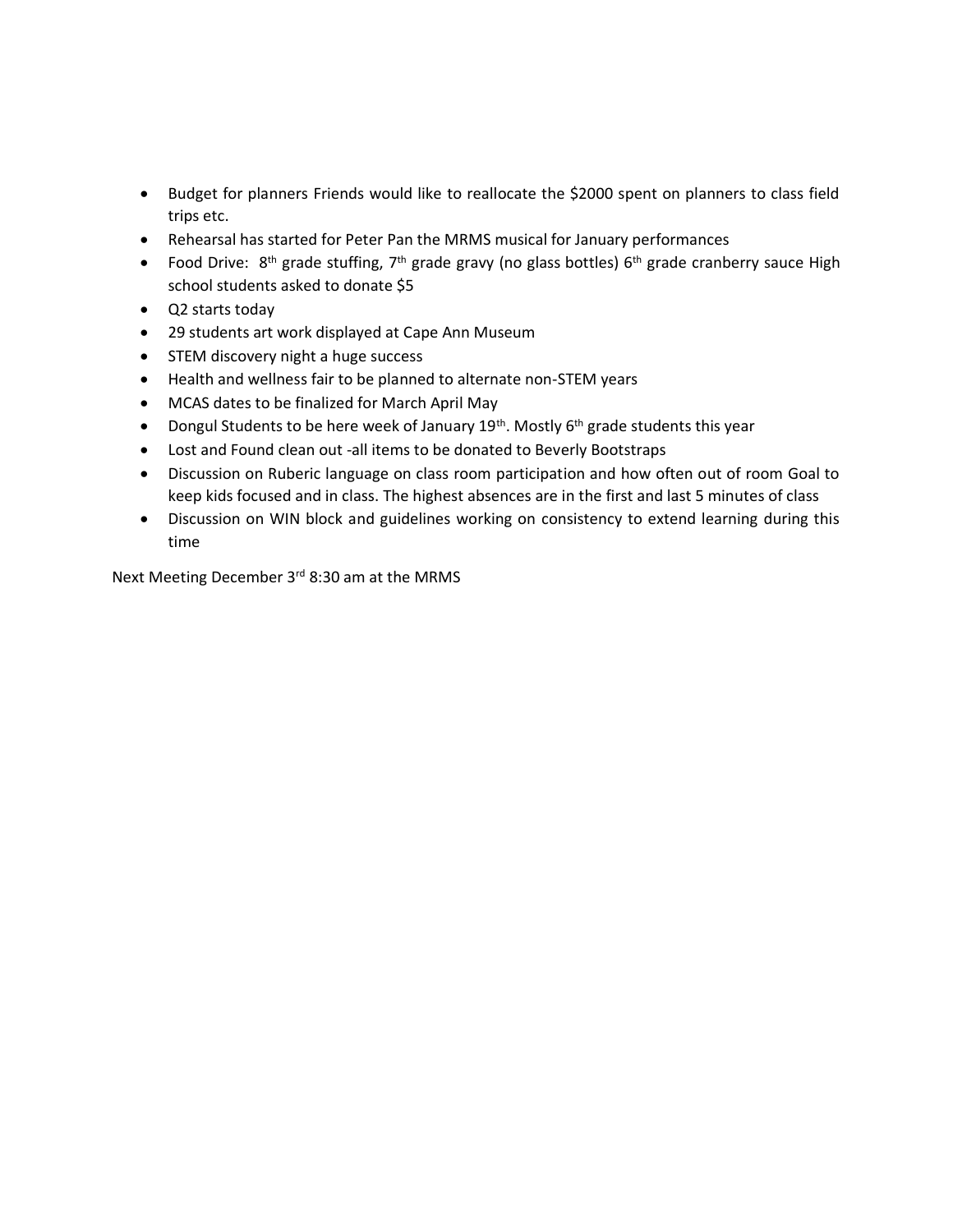- Budget for planners Friends would like to reallocate the $2000 spent on planners to class field trips etc.
- Rehearsal has started for Peter Pan the MRMS musical for January performances
- Food Drive: 8th grade stuffing, 7th grade gravy (no glass bottles) 6th grade cranberry sauce High school students asked to donate $5
- Q2 starts today
- 29 students art work displayed at Cape Ann Museum
- STEM discovery night a huge success
- Health and wellness fair to be planned to alternate non-STEM years
- MCAS dates to be finalized for March April May
- Dongul Students to be here week of January 19th. Mostly 6th grade students this year
- Lost and Found clean out -all items to be donated to Beverly Bootstraps
- Discussion on Ruberic language on class room participation and how often out of room Goal to keep kids focused and in class. The highest absences are in the first and last 5 minutes of class
- Discussion on WIN block and guidelines working on consistency to extend learning during this time

Next Meeting December 3rd 8:30 am at the MRMS